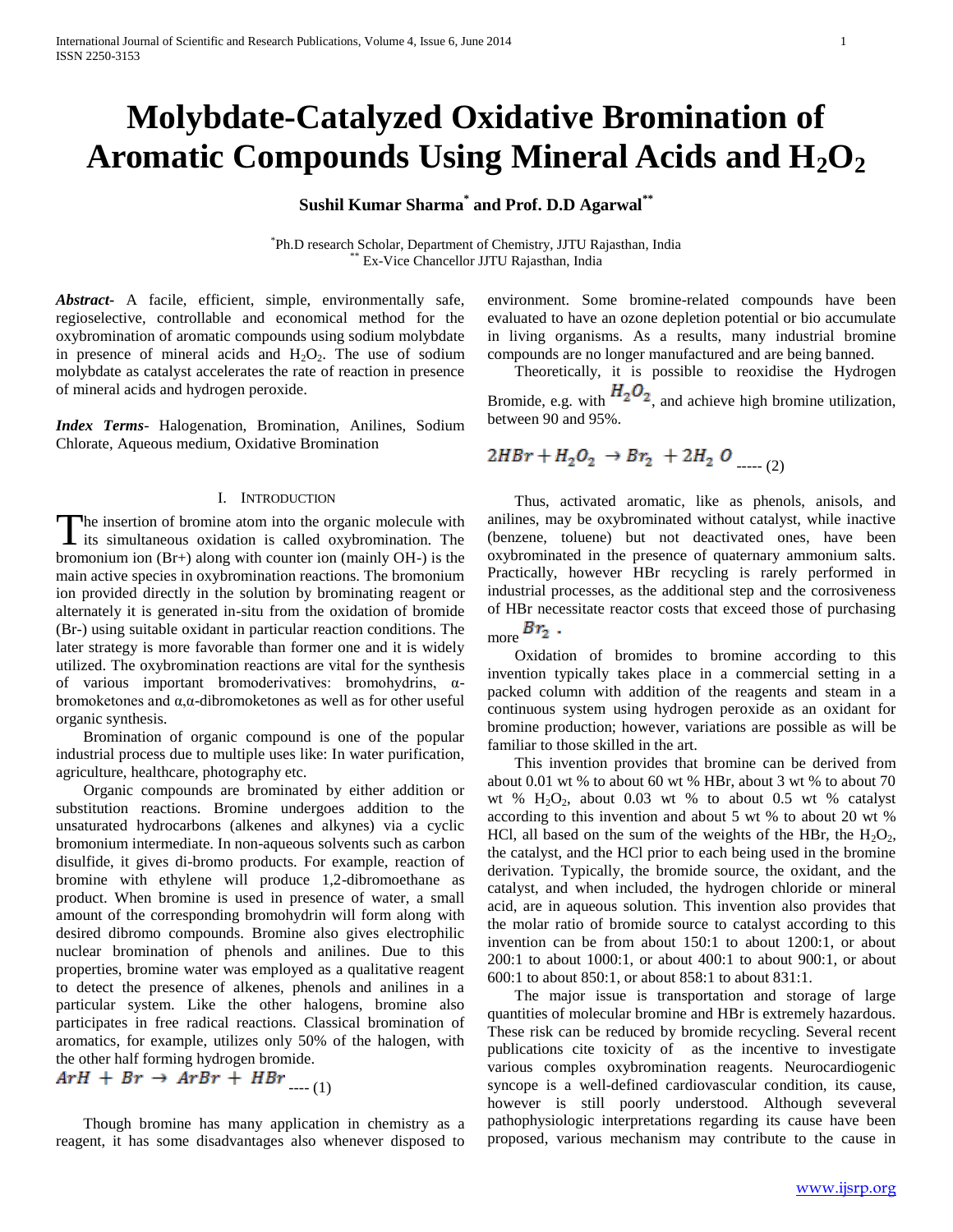# Molybdate-Catalyzed Oxidative Bromination of Aromatic Compounds Using Mineral Acids and $H_2O_2$

**Sushil Kumar Sharma[*] and Prof. D.D Agarwal[**]**

[*] Ph.D research Scholar, Department of Chemistry, JJTU Rajasthan, India
[**] Ex-Vice Chancellor JJTU Rajasthan, India

***Abstract***- A facile, efficient, simple, environmentally safe, regioselective, controllable and economical method for the oxybromination of aromatic compounds using sodium molybdate in presence of mineral acids and $H_2O_2$. The use of sodium molybdate as catalyst accelerates the rate of reaction in presence of mineral acids and hydrogen peroxide.

***Index Terms***- Halogenation, Bromination, Anilines, Sodium Chlorate, Aqueous medium, Oxidative Bromination

## I. Introduction

The insertion of bromine atom into the organic molecule with its simultaneous oxidation is called oxybromination. The bromonium ion (Br+) along with counter ion (mainly OH-) is the main active species in oxybromination reactions. The bromonium ion provided directly in the solution by brominating reagent or alternately it is generated in-situ from the oxidation of bromide (Br-) using suitable oxidant in particular reaction conditions. The later strategy is more favorable than former one and it is widely utilized. The oxybromination reactions are vital for the synthesis of various important bromoderivatives: bromohydrins, α-bromoketones and α,α-dibromoketones as well as for other useful organic synthesis.

Bromination of organic compound is one of the popular industrial process due to multiple uses like: In water purification, agriculture, healthcare, photography etc.

Organic compounds are brominated by either addition or substitution reactions. Bromine undergoes addition to the unsaturated hydrocarbons (alkenes and alkynes) via a cyclic bromonium intermediate. In non-aqueous solvents such as carbon disulfide, it gives di-bromo products. For example, reaction of bromine with ethylene will produce 1,2-dibromoethane as product. When bromine is used in presence of water, a small amount of the corresponding bromohydrin will form along with desired dibromo compounds. Bromine also gives electrophilic nuclear bromination of phenols and anilines. Due to this properties, bromine water was employed as a qualitative reagent to detect the presence of alkenes, phenols and anilines in a particular system. Like the other halogens, bromine also participates in free radical reactions. Classical bromination of aromatics, for example, utilizes only 50% of the halogen, with the other half forming hydrogen bromide.

$$ArH + Br \rightarrow ArBr + HBr \quad \text{---- (1)}$$

Though bromine has many application in chemistry as a reagent, it has some disadvantages also whenever disposed to environment. Some bromine-related compounds have been evaluated to have an ozone depletion potential or bio accumulate in living organisms. As a results, many industrial bromine compounds are no longer manufactured and are being banned.

Theoretically, it is possible to reoxidise the Hydrogen Bromide, e.g. with $H_2O_2$, and achieve high bromine utilization, between 90 and 95%.

$$2HBr + H_2O_2 \rightarrow Br_2 + 2H_2O \quad \text{----- (2)}$$

Thus, activated aromatic, like as phenols, anisols, and anilines, may be oxybrominated without catalyst, while inactive (benzene, toluene) but not deactivated ones, have been oxybrominated in the presence of quaternary ammonium salts. Practically, however HBr recycling is rarely performed in industrial processes, as the additional step and the corrosiveness of HBr necessitate reactor costs that exceed those of purchasing more $Br_2$ .

Oxidation of bromides to bromine according to this invention typically takes place in a commercial setting in a packed column with addition of the reagents and steam in a continuous system using hydrogen peroxide as an oxidant for bromine production; however, variations are possible as will be familiar to those skilled in the art.

This invention provides that bromine can be derived from about 0.01 wt % to about 60 wt % HBr, about 3 wt % to about 70 wt % $H_2O_2$, about 0.03 wt % to about 0.5 wt % catalyst according to this invention and about 5 wt % to about 20 wt % HCl, all based on the sum of the weights of the HBr, the $H_2O_2$, the catalyst, and the HCl prior to each being used in the bromine derivation. Typically, the bromide source, the oxidant, and the catalyst, and when included, the hydrogen chloride or mineral acid, are in aqueous solution. This invention also provides that the molar ratio of bromide source to catalyst according to this invention can be from about 150:1 to about 1200:1, or about 200:1 to about 1000:1, or about 400:1 to about 900:1, or about 600:1 to about 850:1, or about 858:1 to about 831:1.

The major issue is transportation and storage of large quantities of molecular bromine and HBr is extremely hazardous. These risk can be reduced by bromide recycling. Several recent publications cite toxicity of as the incentive to investigate various comples oxybromination reagents. Neurocardiogenic syncope is a well-defined cardiovascular condition, its cause, however is still poorly understood. Although seveveral pathophysiologic interpretations regarding its cause have been proposed, various mechanism may contribute to the cause in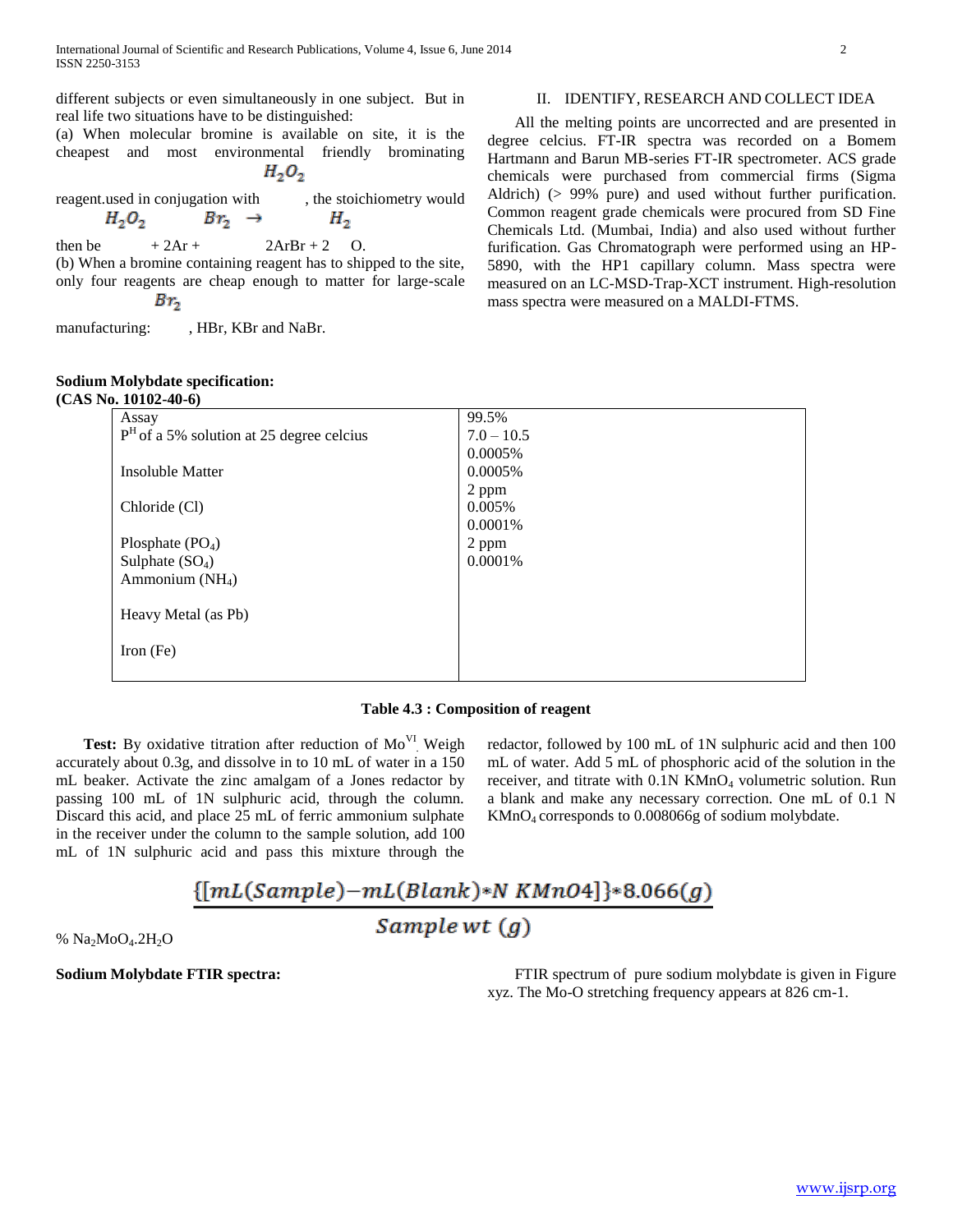different subjects or even simultaneously in one subject. But in real life two situations have to be distinguished:

(a) When molecular bromine is available on site, it is the cheapest and most environmental friendly brominating reagent.used in conjugation with $H_2O_2$, the stoichiometry would then be $H_2O_2$ + 2Ar + $Br_2$ $\rightarrow$ 2ArBr + 2 $H_2$O.

(b) When a bromine containing reagent has to shipped to the site, only four reagents are cheap enough to matter for large-scale manufacturing: $Br_2$, HBr, KBr and NaBr.

## II. IDENTIFY, RESEARCH AND COLLECT IDEA

All the melting points are uncorrected and are presented in degree celcius. FT-IR spectra was recorded on a Bomem Hartmann and Barun MB-series FT-IR spectrometer. ACS grade chemicals were purchased from commercial firms (Sigma Aldrich) (> 99% pure) and used without further purification. Common reagent grade chemicals were procured from SD Fine Chemicals Ltd. (Mumbai, India) and also used without further furification. Gas Chromatograph were performed using an HP-5890, with the HP1 capillary column. Mass spectra were measured on an LC-MSD-Trap-XCT instrument. High-resolution mass spectra were measured on a MALDI-FTMS.

**Sodium Molybdate specification:**
**(CAS No. 10102-40-6)**

| | |
|---|---|
| Assay | 99.5% |
| $P^H$ of a 5% solution at 25 degree celcius | 7.0 – 10.5 |
| | 0.0005% |
| Insoluble Matter | 0.0005% |
| | 2 ppm |
| Chloride (Cl) | 0.005% |
| | 0.0001% |
| Plosphate ($PO_4$) | 2 ppm |
| Sulphate ($SO_4$) | 0.0001% |
| Ammonium ($NH_4$) | |
| Heavy Metal (as Pb) | |
| Iron (Fe) | |

**Table 4.3 : Composition of reagent**

**Test:** By oxidative titration after reduction of $Mo^{VI}$. Weigh accurately about 0.3g, and dissolve in to 10 mL of water in a 150 mL beaker. Activate the zinc amalgam of a Jones redactor by passing 100 mL of 1N sulphuric acid, through the column. Discard this acid, and place 25 mL of ferric ammonium sulphate in the receiver under the column to the sample solution, add 100 mL of 1N sulphuric acid and pass this mixture through the redactor, followed by 100 mL of 1N sulphuric acid and then 100 mL of water. Add 5 mL of phosphoric acid of the solution in the receiver, and titrate with 0.1N $KMnO_4$ volumetric solution. Run a blank and make any necessary correction. One mL of 0.1 N $KMnO_4$ corresponds to 0.008066g of sodium molybdate.

$$\% \; Na_2MoO_4.2H_2O = \frac{\{[mL(Sample) - mL(Blank) * N \; KMnO4]\} * 8.066(g)}{Sample \; wt \; (g)}$$

**Sodium Molybdate FTIR spectra:**

FTIR spectrum of pure sodium molybdate is given in Figure xyz. The Mo-O stretching frequency appears at 826 cm-1.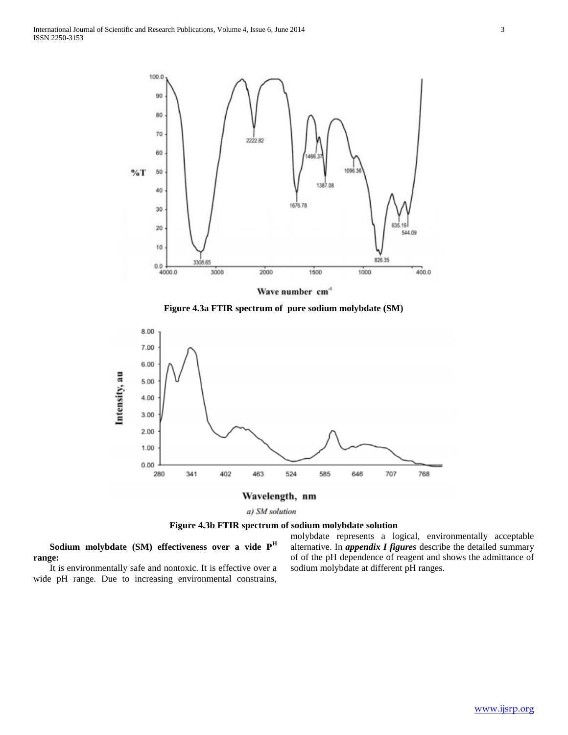Figure 4.3a FTIR spectrum of pure sodium molybdate (SM)

a) SM solution

Figure 4.3b FTIR spectrum of sodium molybdate solution

**Sodium molybdate (SM) effectiveness over a vide P[H] range:**

It is environmentally safe and nontoxic. It is effective over a wide pH range. Due to increasing environmental constrains, molybdate represents a logical, environmentally acceptable alternative. In ***appendix I figures*** describe the detailed summary of of the pH dependence of reagent and shows the admittance of sodium molybdate at different pH ranges.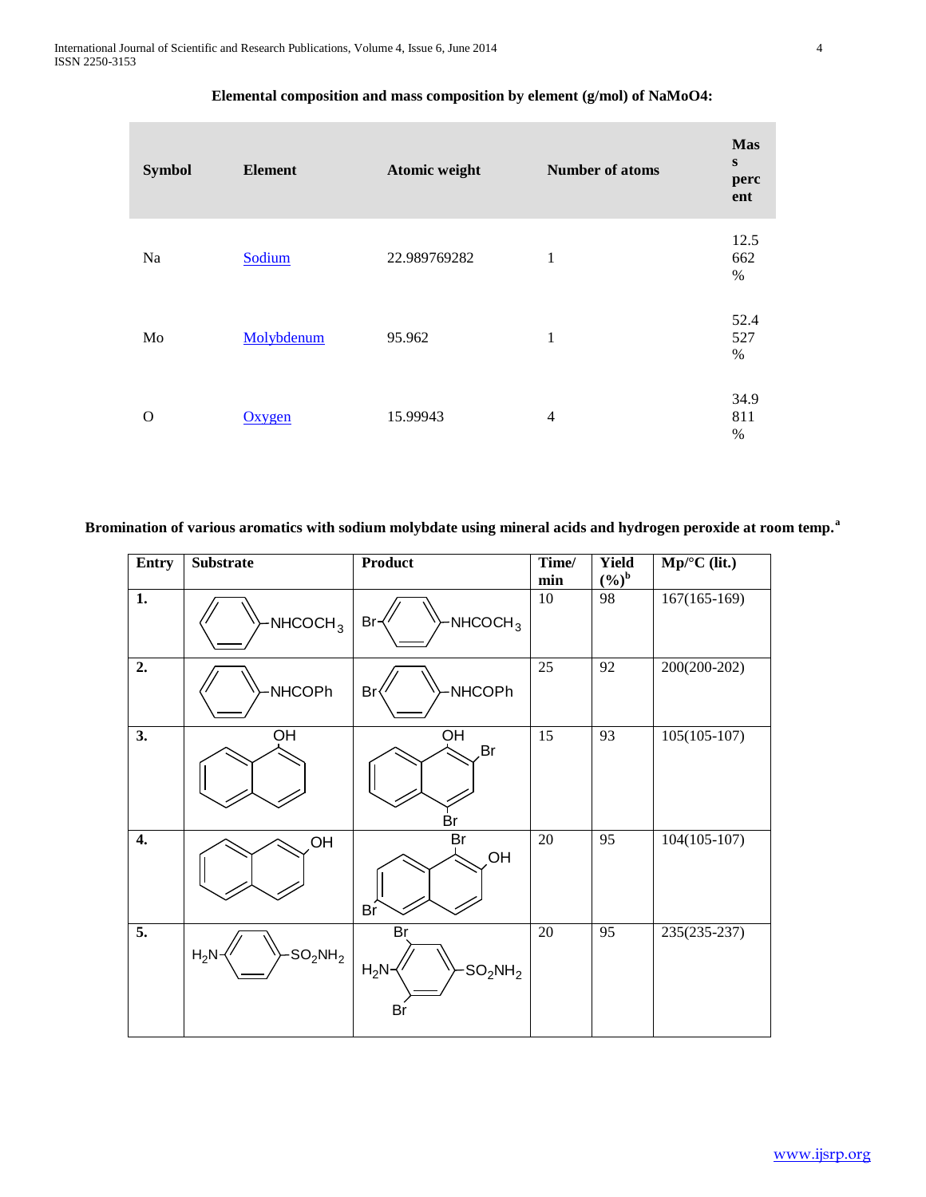**Elemental composition and mass composition by element (g/mol) of NaMoO4:**

| Symbol | Element | Atomic weight | Number of atoms | Mass percent |
|---|---|---|---|---|
| Na | Sodium | 22.989769282 | 1 | 12.5662 % |
| Mo | Molybdenum | 95.962 | 1 | 52.4527 % |
| O | Oxygen | 15.99943 | 4 | 34.9811 % |

**Bromination of various aromatics with sodium molybdate using mineral acids and hydrogen peroxide at room temp.[a]**

| Entry | Substrate | Product | Time/ min | Yield (%)[b] | Mp/°C (lit.) |
|---|---|---|---|---|---|
| 1. | $C_6H_5NHCOCH_3$ | $Br-C_6H_4-NHCOCH_3$ | 10 | 98 | 167(165-169) |
| 2. | $C_6H_5NHCOPh$ | $Br-C_6H_4-NHCOPh$ | 25 | 92 | 200(200-202) |
| 3. | 1-naphthol (OH) | 2,4-dibromo-1-naphthol (OH, Br, Br) | 15 | 93 | 105(105-107) |
| 4. | 2-naphthol (OH) | dibromo-2-naphthol (Br, OH, Br) | 20 | 95 | 104(105-107) |
| 5. | $H_2N-C_6H_4-SO_2NH_2$ | $H_2N-C_6H_2Br_2-SO_2NH_2$ (Br, Br) | 20 | 95 | 235(235-237) |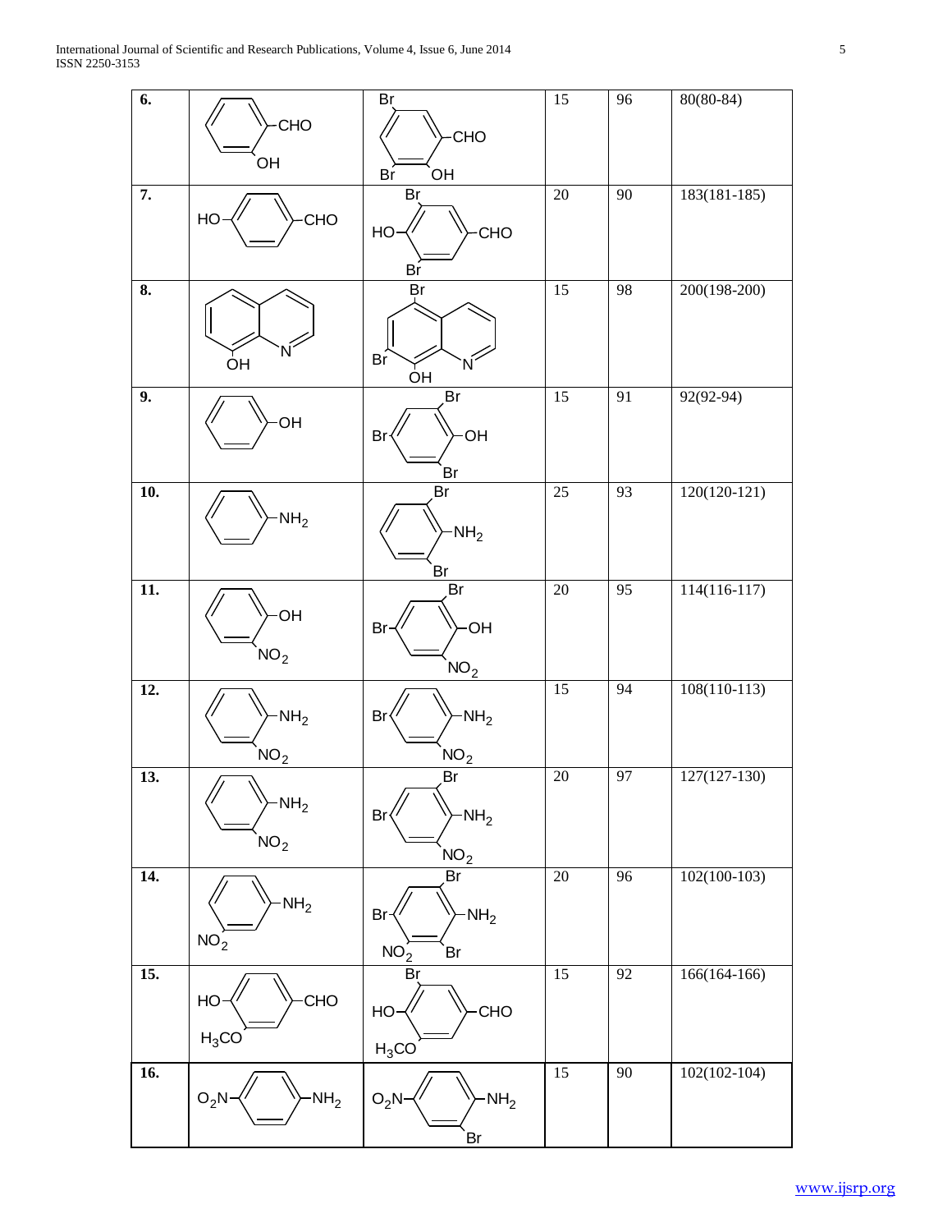| | | | | | |
|---|---|---|---|---|---|
| **6.** | 2-hydroxybenzaldehyde (CHO, OH) | 3,5-dibromo-2-hydroxybenzaldehyde (Br, Br, CHO, OH) | 15 | 96 | 80(80-84) |
| **7.** | 4-hydroxybenzaldehyde (HO, CHO) | 3,5-dibromo-4-hydroxybenzaldehyde (Br, HO, CHO, Br) | 20 | 90 | 183(181-185) |
| **8.** | 8-hydroxyquinoline (OH, N) | 5,7-dibromo-8-hydroxyquinoline (Br, Br, OH, N) | 15 | 98 | 200(198-200) |
| **9.** | phenol (OH) | 2,4,6-tribromophenol (Br, Br, OH, Br) | 15 | 91 | 92(92-94) |
| **10.** | aniline ($NH_2$) | 2,6-dibromoaniline (Br, $NH_2$, Br) | 25 | 93 | 120(120-121) |
| **11.** | 2-nitrophenol (OH, $NO_2$) | 2,4-dibromo-6-nitrophenol (Br, Br, OH, $NO_2$) | 20 | 95 | 114(116-117) |
| **12.** | 2-nitroaniline ($NH_2$, $NO_2$) | 4-bromo-2-nitroaniline (Br, $NH_2$, $NO_2$) | 15 | 94 | 108(110-113) |
| **13.** | 2-nitroaniline ($NH_2$, $NO_2$) | 2,4-dibromo-6-nitroaniline (Br, Br, $NH_2$, $NO_2$) | 20 | 97 | 127(127-130) |
| **14.** | 3-nitroaniline ($NH_2$, $NO_2$) | 2,4,6-tribromo-3-nitroaniline (Br, Br, $NH_2$, $NO_2$, Br) | 20 | 96 | 102(100-103) |
| **15.** | 4-hydroxy-3-methoxybenzaldehyde (HO, CHO, $H_3CO$) | 5-bromo-4-hydroxy-3-methoxybenzaldehyde (Br, HO, CHO, $H_3CO$) | 15 | 92 | 166(164-166) |
| **16.** | 4-nitroaniline ($O_2N$, $NH_2$) | 2-bromo-4-nitroaniline ($O_2N$, $NH_2$, Br) | 15 | 90 | 102(102-104) |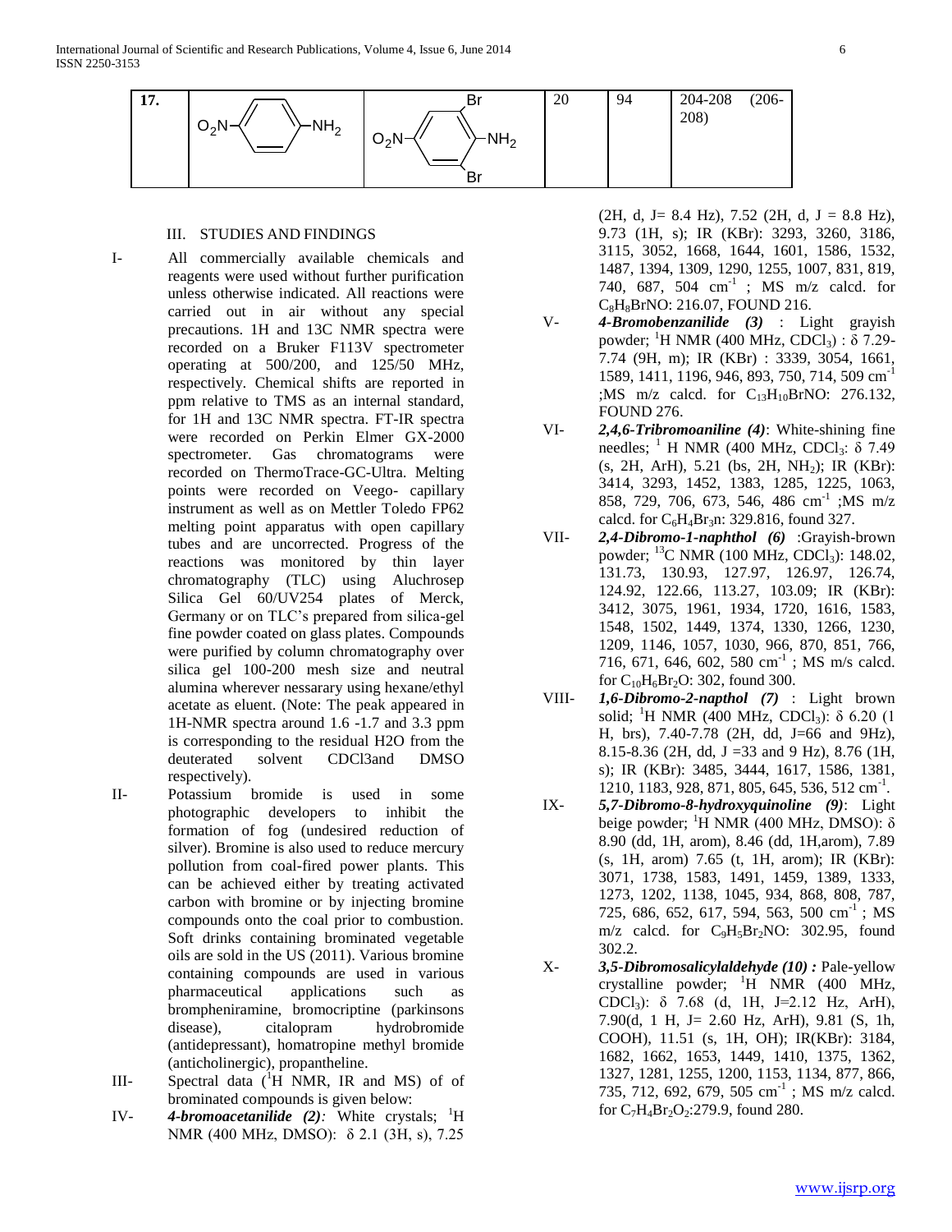| 17. | $O_2N$–C$_6$H$_4$–$NH_2$ | $O_2N$–C$_6$H$_2$Br$_2$–$NH_2$ | 20 | 94 | 204-208 (206-208) |
|---|---|---|---|---|---|

## III. STUDIES AND FINDINGS

I- All commercially available chemicals and reagents were used without further purification unless otherwise indicated. All reactions were carried out in air without any special precautions. 1H and 13C NMR spectra were recorded on a Bruker F113V spectrometer operating at 500/200, and 125/50 MHz, respectively. Chemical shifts are reported in ppm relative to TMS as an internal standard, for 1H and 13C NMR spectra. FT-IR spectra were recorded on Perkin Elmer GX-2000 spectrometer. Gas chromatograms were recorded on ThermoTrace-GC-Ultra. Melting points were recorded on Veego- capillary instrument as well as on Mettler Toledo FP62 melting point apparatus with open capillary tubes and are uncorrected. Progress of the reactions was monitored by thin layer chromatography (TLC) using Aluchrosep Silica Gel 60/UV254 plates of Merck, Germany or on TLC's prepared from silica-gel fine powder coated on glass plates. Compounds were purified by column chromatography over silica gel 100-200 mesh size and neutral alumina wherever nessarary using hexane/ethyl acetate as eluent. (Note: The peak appeared in 1H-NMR spectra around 1.6 -1.7 and 3.3 ppm is corresponding to the residual H2O from the deuterated solvent CDCl3and DMSO respectively).

II- Potassium bromide is used in some photographic developers to inhibit the formation of fog (undesired reduction of silver). Bromine is also used to reduce mercury pollution from coal-fired power plants. This can be achieved either by treating activated carbon with bromine or by injecting bromine compounds onto the coal prior to combustion. Soft drinks containing brominated vegetable oils are sold in the US (2011). Various bromine containing compounds are used in various pharmaceutical applications such as brompheniramine, bromocriptine (parkinsons disease), citalopram hydrobromide (antidepressant), homatropine methyl bromide (anticholinergic), propantheline.

III- Spectral data ($^1$H NMR, IR and MS) of of brominated compounds is given below:

IV- ***4-bromoacetanilide (2)****:* White crystals; $^1$H NMR (400 MHz, DMSO): δ 2.1 (3H, s), 7.25 (2H, d, J= 8.4 Hz), 7.52 (2H, d, J = 8.8 Hz), 9.73 (1H, s); IR (KBr): 3293, 3260, 3186, 3115, 3052, 1668, 1644, 1601, 1586, 1532, 1487, 1394, 1309, 1290, 1255, 1007, 831, 819, 740, 687, 504 cm$^{-1}$ ; MS m/z calcd. for $C_8H_8BrNO$: 216.07, FOUND 216.

V- ***4-Bromobenzanilide (3)*** : Light grayish powder; $^1$H NMR (400 MHz, $CDCl_3$) : δ 7.29-7.74 (9H, m); IR (KBr) : 3339, 3054, 1661, 1589, 1411, 1196, 946, 893, 750, 714, 509 cm$^{-1}$ ;MS m/z calcd. for $C_{13}H_{10}BrNO$: 276.132, FOUND 276.

VI- ***2,4,6-Tribromoaniline (4)***: White-shining fine needles; $^1$ H NMR (400 MHz, $CDCl_3$: δ 7.49 (s, 2H, ArH), 5.21 (bs, 2H, $NH_2$); IR (KBr): 3414, 3293, 1452, 1383, 1285, 1225, 1063, 858, 729, 706, 673, 546, 486 cm$^{-1}$ ;MS m/z calcd. for $C_6H_4Br_3n$: 329.816, found 327.

VII- ***2,4-Dibromo-1-naphthol (6)*** :Grayish-brown powder; $^{13}$C NMR (100 MHz, $CDCl_3$): 148.02, 131.73, 130.93, 127.97, 126.97, 126.74, 124.92, 122.66, 113.27, 103.09; IR (KBr): 3412, 3075, 1961, 1934, 1720, 1616, 1583, 1548, 1502, 1449, 1374, 1330, 1266, 1230, 1209, 1146, 1057, 1030, 966, 870, 851, 766, 716, 671, 646, 602, 580 cm$^{-1}$ ; MS m/s calcd. for $C_{10}H_6Br_2O$: 302, found 300.

VIII- ***1,6-Dibromo-2-napthol (7)*** : Light brown solid; $^1$H NMR (400 MHz, $CDCl_3$): δ 6.20 (1 H, brs), 7.40-7.78 (2H, dd, J=66 and 9Hz), 8.15-8.36 (2H, dd, J =33 and 9 Hz), 8.76 (1H, s); IR (KBr): 3485, 3444, 1617, 1586, 1381, 1210, 1183, 928, 871, 805, 645, 536, 512 cm$^{-1}$.

IX- ***5,7-Dibromo-8-hydroxyquinoline (9)***: Light beige powder; $^1$H NMR (400 MHz, DMSO): δ 8.90 (dd, 1H, arom), 8.46 (dd, 1H,arom), 7.89 (s, 1H, arom) 7.65 (t, 1H, arom); IR (KBr): 3071, 1738, 1583, 1491, 1459, 1389, 1333, 1273, 1202, 1138, 1045, 934, 868, 808, 787, 725, 686, 652, 617, 594, 563, 500 cm$^{-1}$ ; MS m/z calcd. for $C_9H_5Br_2NO$: 302.95, found 302.2.

X- ***3,5-Dibromosalicylaldehyde (10) :*** Pale-yellow crystalline powder; $^1$H NMR (400 MHz, $CDCl_3$): δ 7.68 (d, 1H, J=2.12 Hz, ArH), 7.90(d, 1 H, J= 2.60 Hz, ArH), 9.81 (S, 1h, COOH), 11.51 (s, 1H, OH); IR(KBr): 3184, 1682, 1662, 1653, 1449, 1410, 1375, 1362, 1327, 1281, 1255, 1200, 1153, 1134, 877, 866, 735, 712, 692, 679, 505 cm$^{-1}$ ; MS m/z calcd. for $C_7H_4Br_2O_2$:279.9, found 280.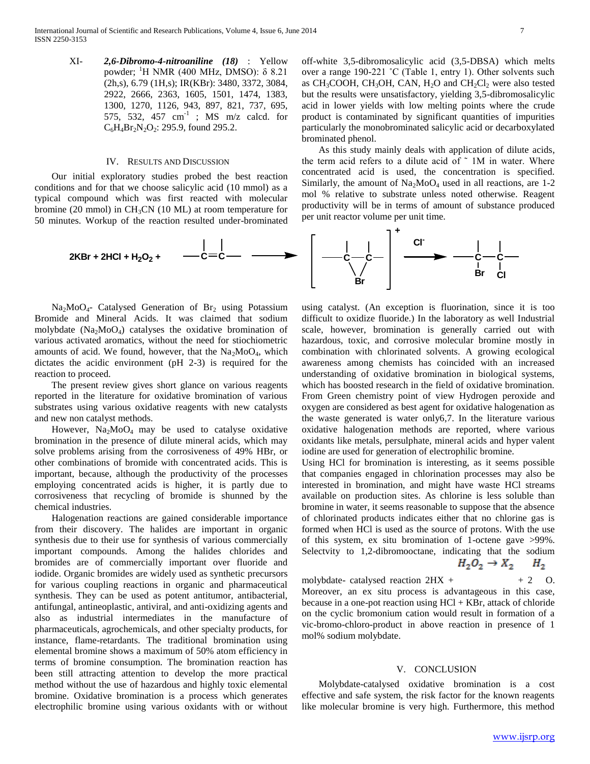XI- ***2,6-Dibromo-4-nitroaniline (18)*** : Yellow powder; $^1H$ NMR (400 MHz, DMSO): δ 8.21 (2h,s), 6.79 (1H,s); IR(KBr): 3480, 3372, 3084, 2922, 2666, 2363, 1605, 1501, 1474, 1383, 1300, 1270, 1126, 943, 897, 821, 737, 695, 575, 532, 457 $cm^{-1}$ ; MS m/z calcd. for $C_6H_4Br_2N_2O_2$: 295.9, found 295.2.

## IV. Results and Discussion

Our initial exploratory studies probed the best reaction conditions and for that we choose salicylic acid (10 mmol) as a typical compound which was first reacted with molecular bromine (20 mmol) in $CH_3CN$ (10 ML) at room temperature for 50 minutes. Workup of the reaction resulted under-brominated off-white 3,5-dibromosalicylic acid (3,5-DBSA) which melts over a range 190-221 ˚C (Table 1, entry 1). Other solvents such as $CH_3COOH$, $CH_3OH$, CAN, $H_2O$ and $CH_2Cl_2$ were also tested but the results were unsatisfactory, yielding 3,5-dibromosalicylic acid in lower yields with low melting points where the crude product is contaminated by significant quantities of impurities particularly the monobrominated salicylic acid or decarboxylated brominated phenol.

As this study mainly deals with application of dilute acids, the term acid refers to a dilute acid of ˜ 1M in water. Where concentrated acid is used, the concentration is specified. Similarly, the amount of $Na_2MoO_4$ used in all reactions, are 1-2 mol % relative to substrate unless noted otherwise. Reagent productivity will be in terms of amount of substance produced per unit reactor volume per unit time.

$$2KBr + 2HCl + H_2O_2 + \; >C{=}C< \;\longrightarrow\; \left[ >C{-}C< \text{ (bridged Br)} \right]^{+} \xrightarrow{Cl^-} \; >C(Br){-}C(Cl)<$$

$Na_2MoO_4$- Catalysed Generation of $Br_2$ using Potassium Bromide and Mineral Acids. It was claimed that sodium molybdate ($Na_2MoO_4$) catalyses the oxidative bromination of various activated aromatics, without the need for stiochiometric amounts of acid. We found, however, that the $Na_2MoO_4$, which dictates the acidic environment (pH 2-3) is required for the reaction to proceed.

The present review gives short glance on various reagents reported in the literature for oxidative bromination of various substrates using various oxidative reagents with new catalysts and new non catalyst methods.

However, $Na_2MoO_4$ may be used to catalyse oxidative bromination in the presence of dilute mineral acids, which may solve problems arising from the corrosiveness of 49% HBr, or other combinations of bromide with concentrated acids. This is important, because, although the productivity of the processes employing concentrated acids is higher, it is partly due to corrosiveness that recycling of bromide is shunned by the chemical industries.

Halogenation reactions are gained considerable importance from their discovery. The halides are important in organic synthesis due to their use for synthesis of various commercially important compounds. Among the halides chlorides and bromides are of commercially important over fluoride and iodide. Organic bromides are widely used as synthetic precursors for various coupling reactions in organic and pharmaceutical synthesis. They can be used as potent antitumor, antibacterial, antifungal, antineoplastic, antiviral, and anti-oxidizing agents and also as industrial intermediates in the manufacture of pharmaceuticals, agrochemicals, and other specialty products, for instance, flame-retardants. The traditional bromination using elemental bromine shows a maximum of 50% atom efficiency in terms of bromine consumption. The bromination reaction has been still attracting attention to develop the more practical method without the use of hazardous and highly toxic elemental bromine. Oxidative bromination is a process which generates electrophilic bromine using various oxidants with or without using catalyst. (An exception is fluorination, since it is too difficult to oxidize fluoride.) In the laboratory as well Industrial scale, however, bromination is generally carried out with hazardous, toxic, and corrosive molecular bromine mostly in combination with chlorinated solvents. A growing ecological awareness among chemists has coincided with an increased understanding of oxidative bromination in biological systems, which has boosted research in the field of oxidative bromination. From Green chemistry point of view Hydrogen peroxide and oxygen are considered as best agent for oxidative halogenation as the waste generated is water only6,7. In the literature various oxidative halogenation methods are reported, where various oxidants like metals, persulphate, mineral acids and hyper valent iodine are used for generation of electrophilic bromine.

Using HCl for bromination is interesting, as it seems possible that companies engaged in chlorination processes may also be interested in bromination, and might have waste HCl streams available on production sites. As chlorine is less soluble than bromine in water, it seems reasonable to suppose that the absence of chlorinated products indicates either that no chlorine gas is formed when HCl is used as the source of protons. With the use of this system, ex situ bromination of 1-octene gave >99%. Selectvity to 1,2-dibromooctane, indicating that the sodium molybdate- catalysed reaction 2HX + $H_2O_2 \rightarrow X_2$ + 2 $H_2$O. Moreover, an ex situ process is advantageous in this case, because in a one-pot reaction using HCl + KBr, attack of chloride on the cyclic bromonium cation would result in formation of a vic-bromo-chloro-product in above reaction in presence of 1 mol% sodium molybdate.

## V. Conclusion

Molybdate-catalysed oxidative bromination is a cost effective and safe system, the risk factor for the known reagents like molecular bromine is very high. Furthermore, this method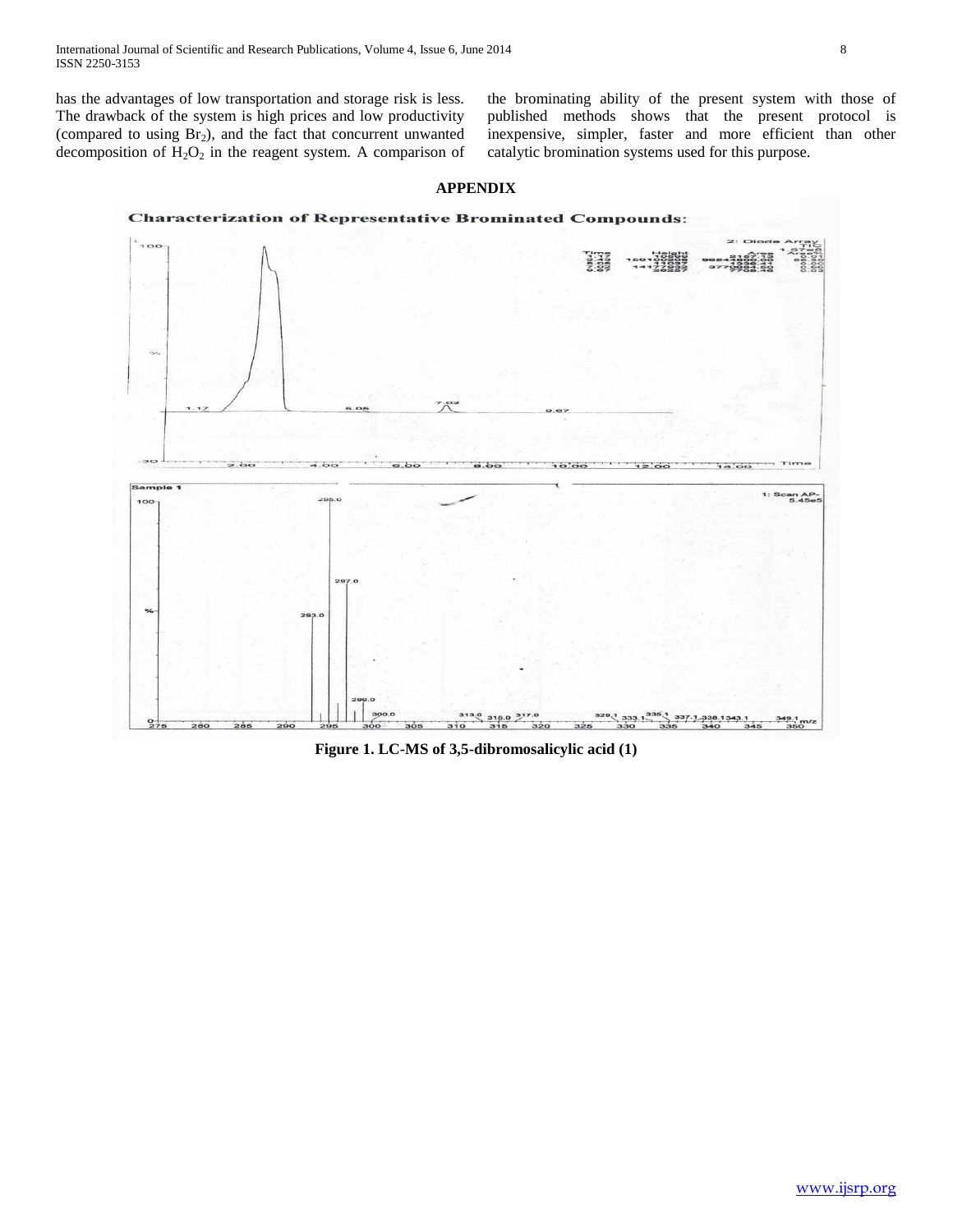has the advantages of low transportation and storage risk is less. The drawback of the system is high prices and low productivity (compared to using $Br_2$), and the fact that concurrent unwanted decomposition of $H_2O_2$ in the reagent system. A comparison of the brominating ability of the present system with those of published methods shows that the present protocol is inexpensive, simpler, faster and more efficient than other catalytic bromination systems used for this purpose.

## APPENDIX

**Characterization of Representative Brominated Compounds:**

**Figure 1. LC-MS of 3,5-dibromosalicylic acid (1)**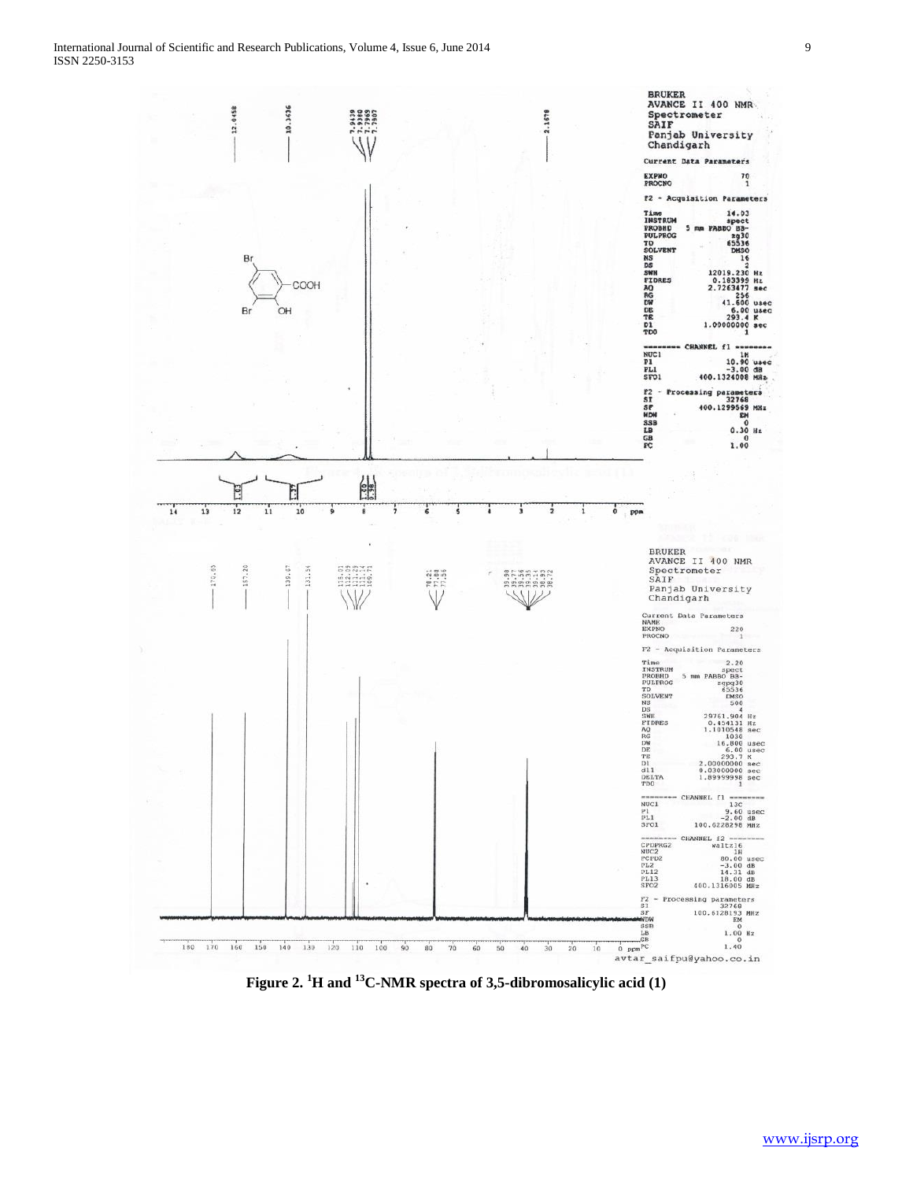**Figure 2. $^{1}H$ and $^{13}C$-NMR spectra of 3,5-dibromosalicylic acid (1)**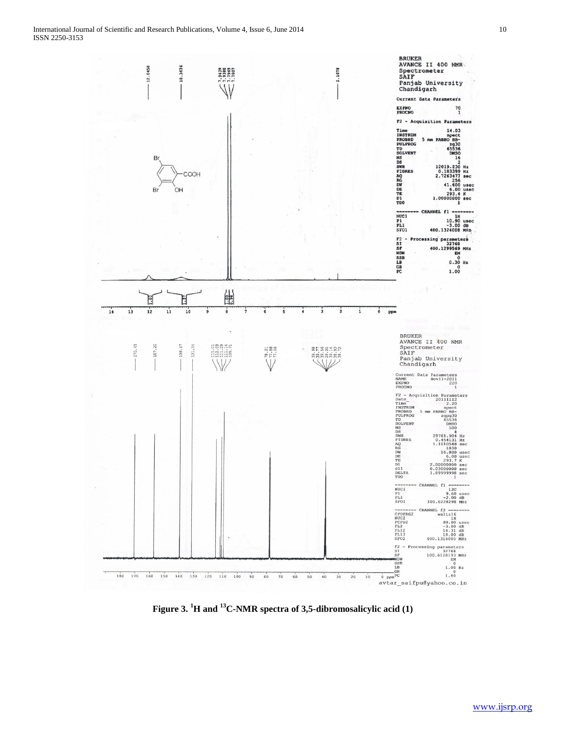**Figure 3. $^1$H and $^{13}$C-NMR spectra of 3,5-dibromosalicylic acid (1)**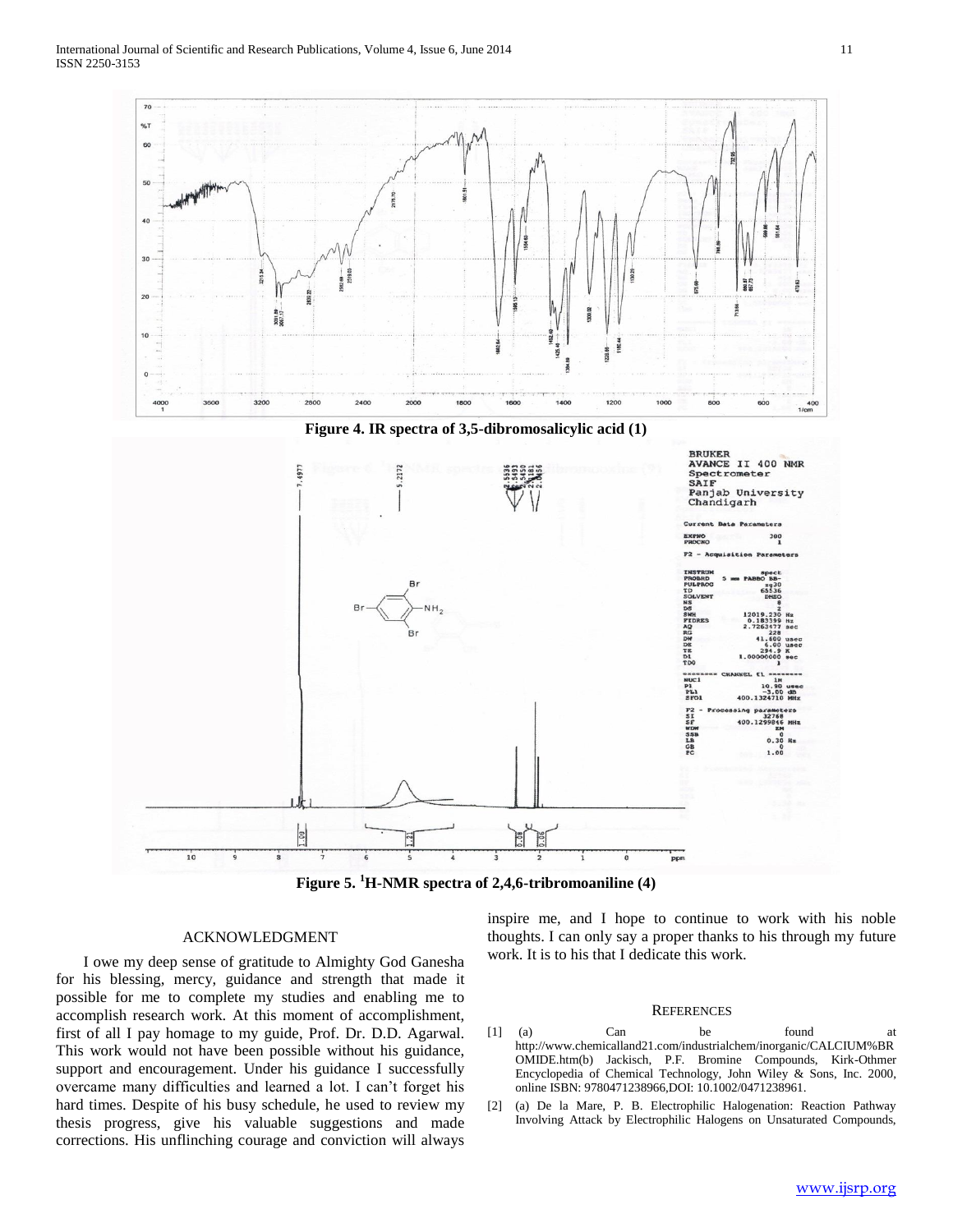**Figure 4. IR spectra of 3,5-dibromosalicylic acid (1)**

**Figure 5. $^{1}$H-NMR spectra of 2,4,6-tribromoaniline (4)**

## ACKNOWLEDGMENT

I owe my deep sense of gratitude to Almighty God Ganesha for his blessing, mercy, guidance and strength that made it possible for me to complete my studies and enabling me to accomplish research work. At this moment of accomplishment, first of all I pay homage to my guide, Prof. Dr. D.D. Agarwal. This work would not have been possible without his guidance, support and encouragement. Under his guidance I successfully overcame many difficulties and learned a lot. I can't forget his hard times. Despite of his busy schedule, he used to review my thesis progress, give his valuable suggestions and made corrections. His unflinching courage and conviction will always inspire me, and I hope to continue to work with his noble thoughts. I can only say a proper thanks to his through my future work. It is to his that I dedicate this work.

## REFERENCES

[1] (a) Can be found at http://www.chemicalland21.com/industrialchem/inorganic/CALCIUM%BROMIDE.htm(b) Jackisch, P.F. Bromine Compounds, Kirk-Othmer Encyclopedia of Chemical Technology, John Wiley & Sons, Inc. 2000, online ISBN: 9780471238966,DOI: 10.1002/0471238961.

[2] (a) De la Mare, P. B. Electrophilic Halogenation: Reaction Pathway Involving Attack by Electrophilic Halogens on Unsaturated Compounds,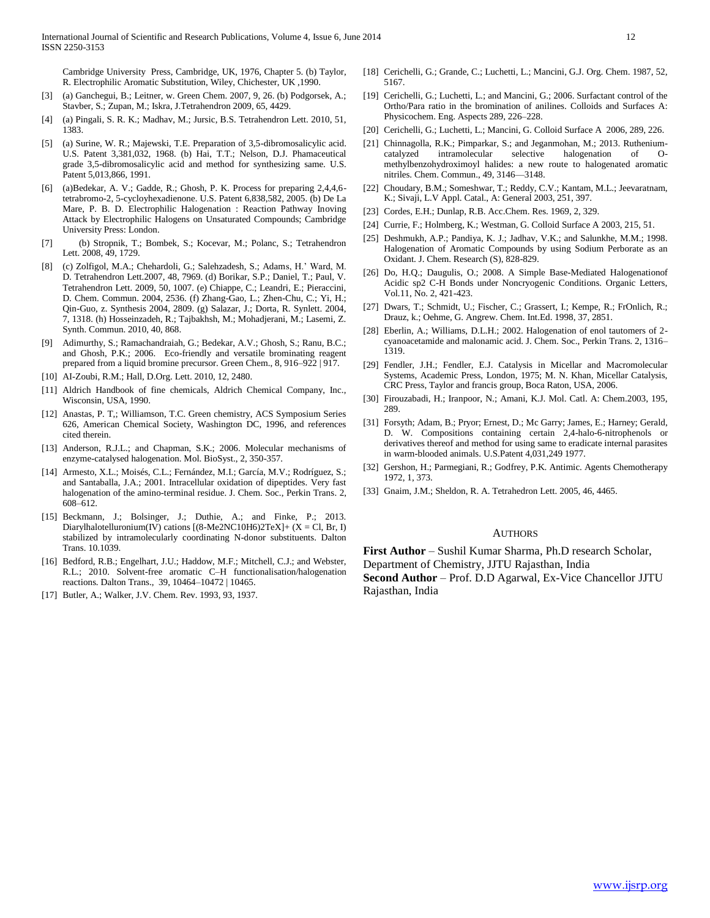Cambridge University Press, Cambridge, UK, 1976, Chapter 5. (b) Taylor, R. Electrophilic Aromatic Substitution, Wiley, Chichester, UK ,1990.

[3] (a) Ganchegui, B.; Leitner, w. Green Chem. 2007, 9, 26. (b) Podgorsek, A.; Stavber, S.; Zupan, M.; Iskra, J.Tetrahendron 2009, 65, 4429.

[4] (a) Pingali, S. R. K.; Madhav, M.; Jursic, B.S. Tetrahendron Lett. 2010, 51, 1383.

[5] (a) Surine, W. R.; Majewski, T.E. Preparation of 3,5-dibromosalicylic acid. U.S. Patent 3,381,032, 1968. (b) Hai, T.T.; Nelson, D.J. Phamaceutical grade 3,5-dibromosalicylic acid and method for synthesizing same. U.S. Patent 5,013,866, 1991.

[6] (a)Bedekar, A. V.; Gadde, R.; Ghosh, P. K. Process for preparing 2,4,4,6-tetrabromo-2, 5-cycloyhexadienone. U.S. Patent 6,838,582, 2005. (b) De La Mare, P. B. D. Electrophilic Halogenation : Reaction Pathway Inoving Attack by Electrophilic Halogens on Unsaturated Compounds; Cambridge University Press: London.

[7] (b) Stropnik, T.; Bombek, S.; Kocevar, M.; Polanc, S.; Tetrahendron Lett. 2008, 49, 1729.

[8] (c) Zolfigol, M.A.; Chehardoli, G.; Salehzadesh, S.; Adams, H.' Ward, M. D. Tetrahendron Lett.2007, 48, 7969. (d) Borikar, S.P.; Daniel, T.; Paul, V. Tetrahendron Lett. 2009, 50, 1007. (e) Chiappe, C.; Leandri, E.; Pieraccini, D. Chem. Commun. 2004, 2536. (f) Zhang-Gao, L.; Zhen-Chu, C.; Yi, H.; Qin-Guo, z. Synthesis 2004, 2809. (g) Salazar, J.; Dorta, R. Synlett. 2004, 7, 1318. (h) Hosseinzadeh, R.; Tajbakhsh, M.; Mohadjerani, M.; Lasemi, Z. Synth. Commun. 2010, 40, 868.

[9] Adimurthy, S.; Ramachandraiah, G.; Bedekar, A.V.; Ghosh, S.; Ranu, B.C.; and Ghosh, P.K.; 2006. Eco-friendly and versatile brominating reagent prepared from a liquid bromine precursor. Green Chem., 8, 916–922 | 917.

[10] AI-Zoubi, R.M.; Hall, D.Org. Lett. 2010, 12, 2480.

[11] Aldrich Handbook of fine chemicals, Aldrich Chemical Company, Inc., Wisconsin, USA, 1990.

[12] Anastas, P. T,; Williamson, T.C. Green chemistry, ACS Symposium Series 626, American Chemical Society, Washington DC, 1996, and references cited therein.

[13] Anderson, R.J.L.; and Chapman, S.K.; 2006. Molecular mechanisms of enzyme-catalysed halogenation. Mol. BioSyst., 2, 350-357.

[14] Armesto, X.L.; Moisés, C.L.; Fernández, M.I.; García, M.V.; Rodríguez, S.; and Santaballa, J.A.; 2001. Intracellular oxidation of dipeptides. Very fast halogenation of the amino-terminal residue. J. Chem. Soc., Perkin Trans. 2, 608–612.

[15] Beckmann, J.; Bolsinger, J.; Duthie, A.; and Finke, P.; 2013. Diarylhalotelluronium(IV) cations [(8-Me2NC10H6)2TeX]+ (X = Cl, Br, I) stabilized by intramolecularly coordinating N-donor substituents. Dalton Trans. 10.1039.

[16] Bedford, R.B.; Engelhart, J.U.; Haddow, M.F.; Mitchell, C.J.; and Webster, R.L.; 2010. Solvent-free aromatic C–H functionalisation/halogenation reactions. Dalton Trans., 39, 10464–10472 | 10465.

[17] Butler, A.; Walker, J.V. Chem. Rev. 1993, 93, 1937.

[18] Cerichelli, G.; Grande, C.; Luchetti, L.; Mancini, G.J. Org. Chem. 1987, 52, 5167.

[19] Cerichelli, G.; Luchetti, L.; and Mancini, G.; 2006. Surfactant control of the Ortho/Para ratio in the bromination of anilines. Colloids and Surfaces A: Physicochem. Eng. Aspects 289, 226–228.

[20] Cerichelli, G.; Luchetti, L.; Mancini, G. Colloid Surface A 2006, 289, 226.

[21] Chinnagolla, R.K.; Pimparkar, S.; and Jeganmohan, M.; 2013. Ruthenium-catalyzed intramolecular selective halogenation of O-methylbenzohydroximoyl halides: a new route to halogenated aromatic nitriles. Chem. Commun., 49, 3146—3148.

[22] Choudary, B.M.; Someshwar, T.; Reddy, C.V.; Kantam, M.L.; Jeevaratnam, K.; Sivaji, L.V Appl. Catal., A: General 2003, 251, 397.

[23] Cordes, E.H.; Dunlap, R.B. Acc.Chem. Res. 1969, 2, 329.

[24] Currie, F.; Holmberg, K.; Westman, G. Colloid Surface A 2003, 215, 51.

[25] Deshmukh, A.P.; Pandiya, K. J.; Jadhav, V.K.; and Salunkhe, M.M.; 1998. Halogenation of Aromatic Compounds by using Sodium Perborate as an Oxidant. J. Chem. Research (S), 828-829.

[26] Do, H.Q.; Daugulis, O.; 2008. A Simple Base-Mediated Halogenationof Acidic sp2 C-H Bonds under Noncryogenic Conditions. Organic Letters, Vol.11, No. 2, 421-423.

[27] Dwars, T.; Schmidt, U.; Fischer, C.; Grassert, I.; Kempe, R.; FrOnlich, R.; Drauz, k.; Oehme, G. Angew. Chem. Int.Ed. 1998, 37, 2851.

[28] Eberlin, A.; Williams, D.L.H.; 2002. Halogenation of enol tautomers of 2-cyanoacetamide and malonamic acid. J. Chem. Soc., Perkin Trans. 2, 1316–1319.

[29] Fendler, J.H.; Fendler, E.J. Catalysis in Micellar and Macromolecular Systems, Academic Press, London, 1975; M. N. Khan, Micellar Catalysis, CRC Press, Taylor and francis group, Boca Raton, USA, 2006.

[30] Firouzabadi, H.; Iranpoor, N.; Amani, K.J. Mol. Catl. A: Chem.2003, 195, 289.

[31] Forsyth; Adam, B.; Pryor; Ernest, D.; Mc Garry; James, E.; Harney; Gerald, D. W. Compositions containing certain 2,4-halo-6-nitrophenols or derivatives thereof and method for using same to eradicate internal parasites in warm-blooded animals. U.S.Patent 4,031,249 1977.

[32] Gershon, H.; Parmegiani, R.; Godfrey, P.K. Antimic. Agents Chemotherapy 1972, 1, 373.

[33] Gnaim, J.M.; Sheldon, R. A. Tetrahedron Lett. 2005, 46, 4465.

## AUTHORS

**First Author** – Sushil Kumar Sharma, Ph.D research Scholar, Department of Chemistry, JJTU Rajasthan, India

**Second Author** – Prof. D.D Agarwal, Ex-Vice Chancellor JJTU Rajasthan, India